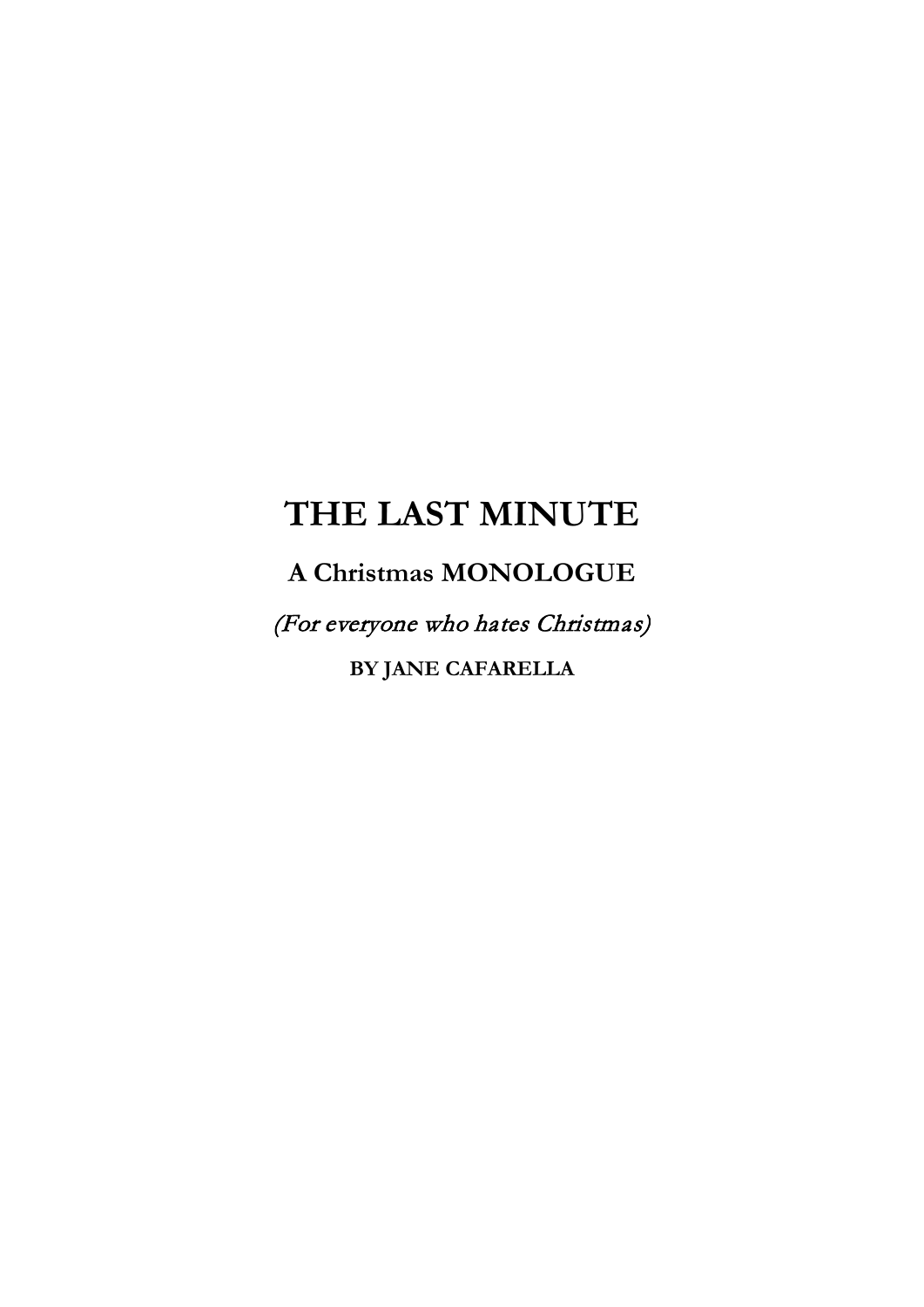# THE LAST MINUTE

## A Christmas MONOLOGUE

*(For everyone who hates Christmas)*

**BY JANE CAFARELLA**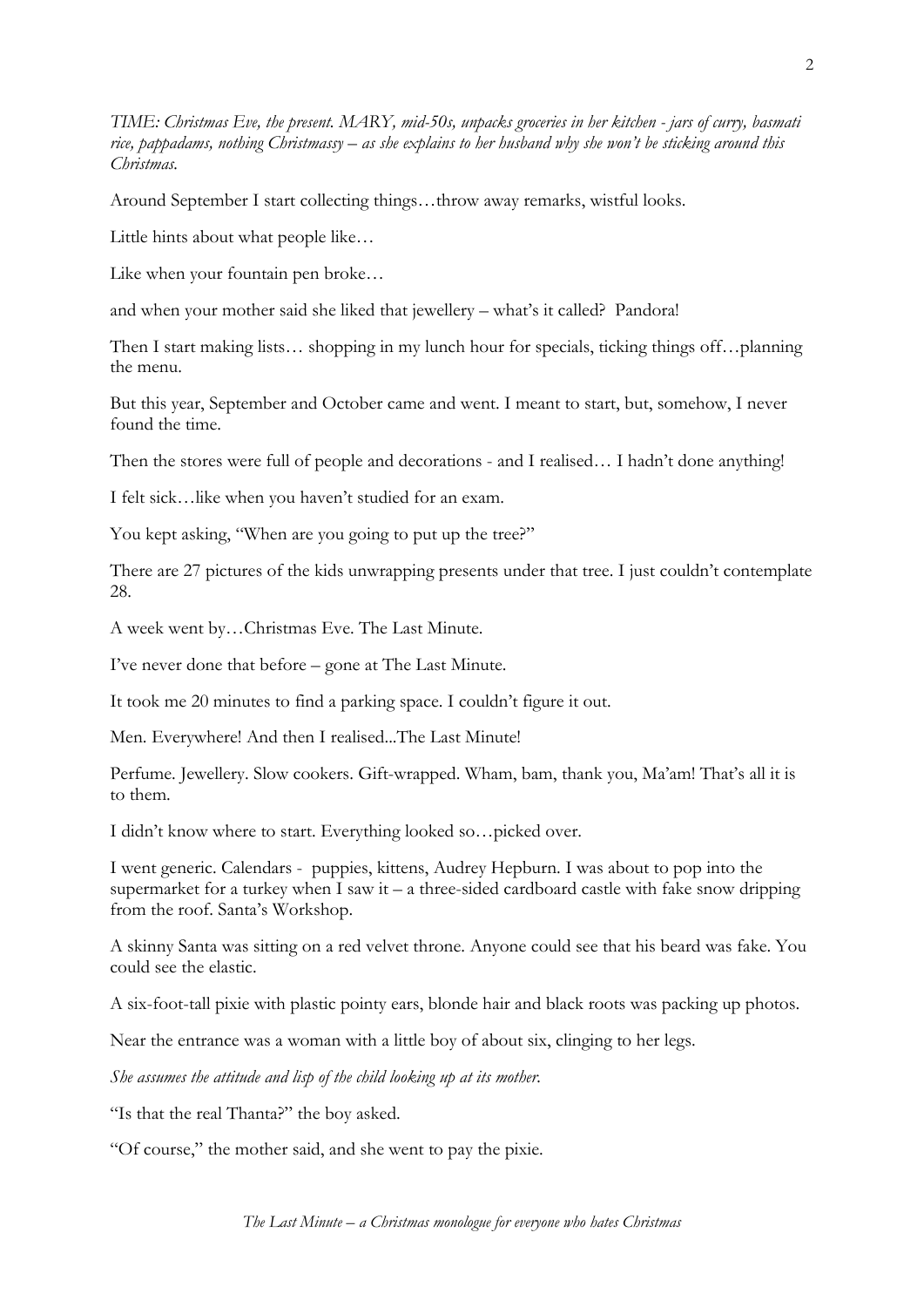*TIME: Christmas Eve, the present. MARY, mid-50s, unpacks groceries in her kitchen - jars of curry, basmati rice, pappadams, nothing Christmassy – as she explains to her husband why she won't be sticking around this Christmas.*

Around September I start collecting things…throw away remarks, wistful looks.

Little hints about what people like…

Like when your fountain pen broke…

and when your mother said she liked that jewellery – what's it called? Pandora!

Then I start making lists… shopping in my lunch hour for specials, ticking things off…planning the menu.

But this year, September and October came and went. I meant to start, but, somehow, I never found the time.

Then the stores were full of people and decorations - and I realised… I hadn't done anything!

I felt sick…like when you haven't studied for an exam.

You kept asking, "When are you going to put up the tree?"

There are 27 pictures of the kids unwrapping presents under that tree. I just couldn't contemplate 28.

A week went by…Christmas Eve. The Last Minute.

I've never done that before – gone at The Last Minute.

It took me 20 minutes to find a parking space. I couldn't figure it out.

Men. Everywhere! And then I realised...The Last Minute!

Perfume. Jewellery. Slow cookers. Gift-wrapped. Wham, bam, thank you, Ma'am! That's all it is to them.

I didn't know where to start. Everything looked so…picked over.

I went generic. Calendars - puppies, kittens, Audrey Hepburn. I was about to pop into the supermarket for a turkey when I saw it – a three-sided cardboard castle with fake snow dripping from the roof. Santa's Workshop.

A skinny Santa was sitting on a red velvet throne. Anyone could see that his beard was fake. You could see the elastic.

A six-foot-tall pixie with plastic pointy ears, blonde hair and black roots was packing up photos.

Near the entrance was a woman with a little boy of about six, clinging to her legs.

*She assumes the attitude and lisp of the child looking up at its mother.*

"Is that the real Thanta?" the boy asked.

"Of course," the mother said, and she went to pay the pixie.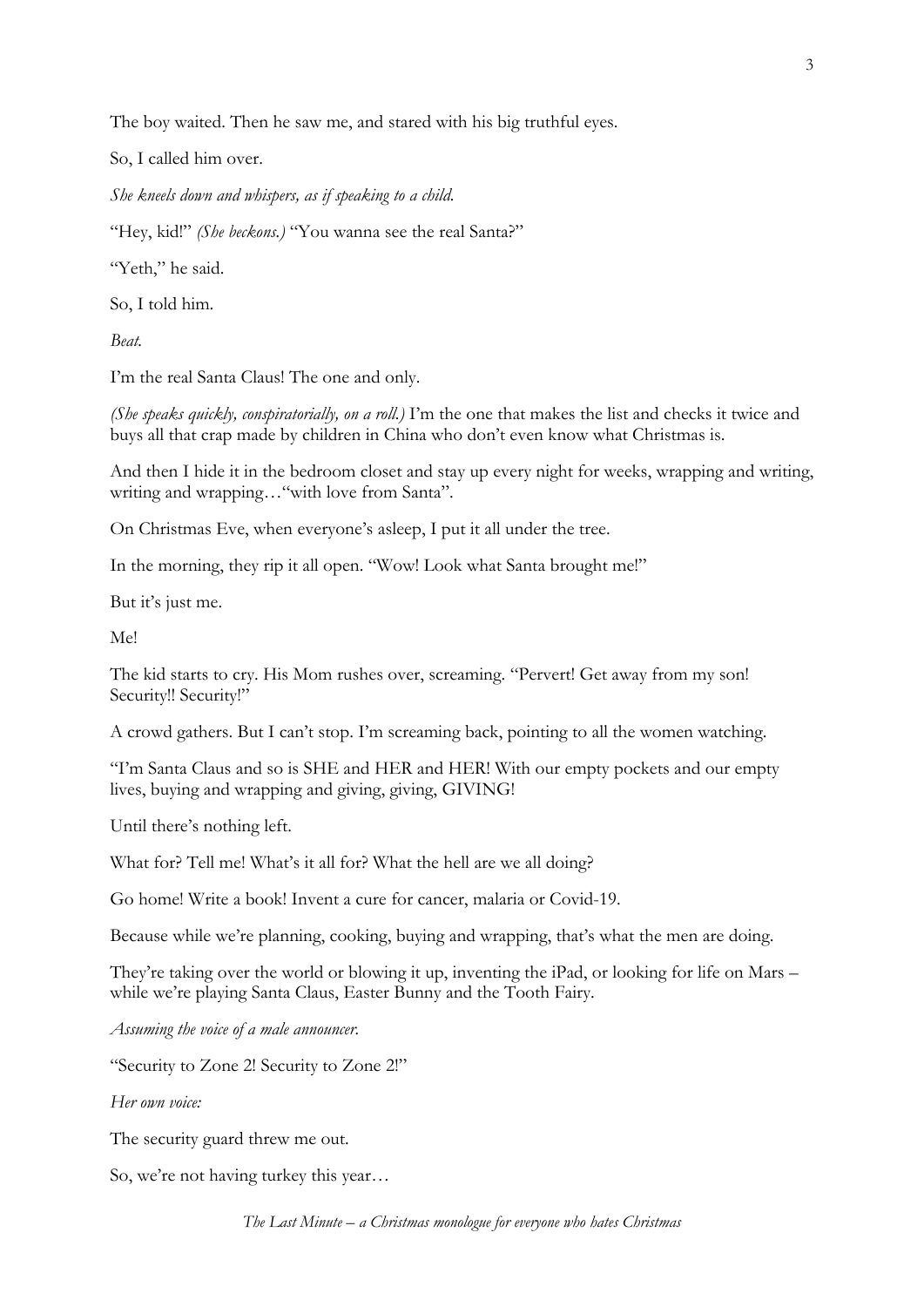The boy waited. Then he saw me, and stared with his big truthful eyes.

So, I called him over.

*She kneels down and whispers, as if speaking to a child.*

"Hey, kid!" *(She beckons.)* "You wanna see the real Santa?"

"Yeth," he said.

So, I told him.

*Beat.*

I'm the real Santa Claus! The one and only.

*(She speaks quickly, conspiratorially, on a roll.)* I'm the one that makes the list and checks it twice and buys all that crap made by children in China who don't even know what Christmas is.

And then I hide it in the bedroom closet and stay up every night for weeks, wrapping and writing, writing and wrapping…"with love from Santa".

On Christmas Eve, when everyone's asleep, I put it all under the tree.

In the morning, they rip it all open. "Wow! Look what Santa brought me!"

But it's just me.

Me!

The kid starts to cry. His Mom rushes over, screaming. "Pervert! Get away from my son! Security!! Security!"

A crowd gathers. But I can't stop. I'm screaming back, pointing to all the women watching.

"I'm Santa Claus and so is SHE and HER and HER! With our empty pockets and our empty lives, buying and wrapping and giving, giving, GIVING!

Until there's nothing left.

What for? Tell me! What's it all for? What the hell are we all doing?

Go home! Write a book! Invent a cure for cancer, malaria or Covid-19.

Because while we're planning, cooking, buying and wrapping, that's what the men are doing.

They're taking over the world or blowing it up, inventing the iPad, or looking for life on Mars – while we're playing Santa Claus, Easter Bunny and the Tooth Fairy.

*Assuming the voice of a male announcer.*

"Security to Zone 2! Security to Zone 2!"

*Her own voice:*

The security guard threw me out.

So, we're not having turkey this year…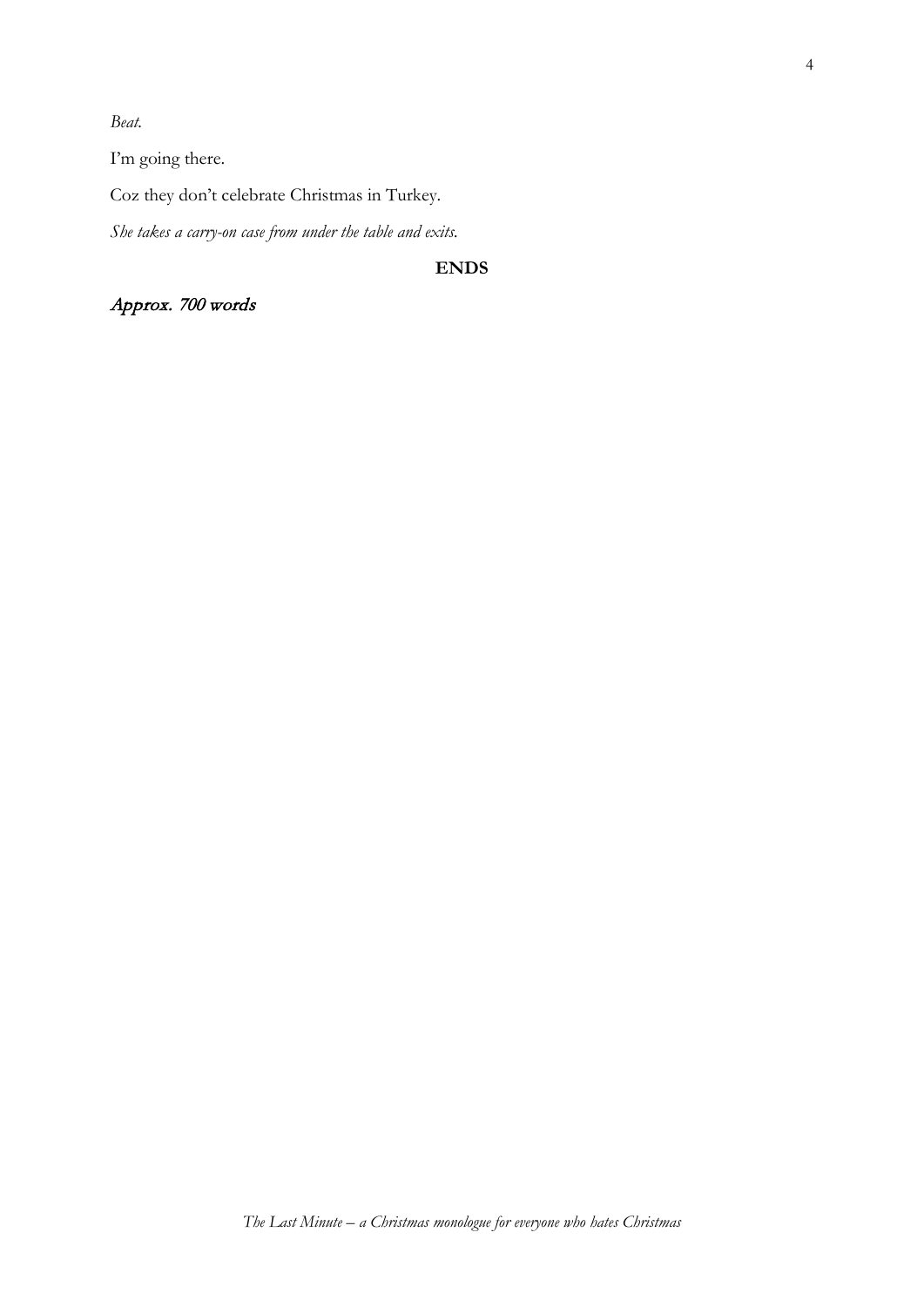*Beat.*

I'm going there.

Coz they don't celebrate Christmas in Turkey.

*She takes a carry-on case from under the table and exits.*

**ENDS**

*Approx. 700 words*